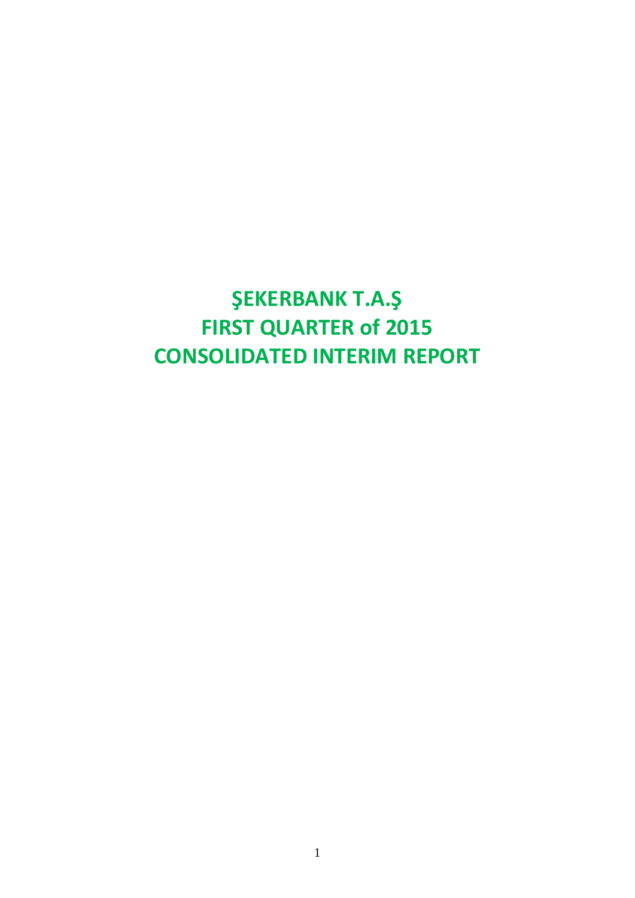# ŞEKERBANK T.A.Ş
# FIRST QUARTER of 2015
# CONSOLIDATED INTERIM REPORT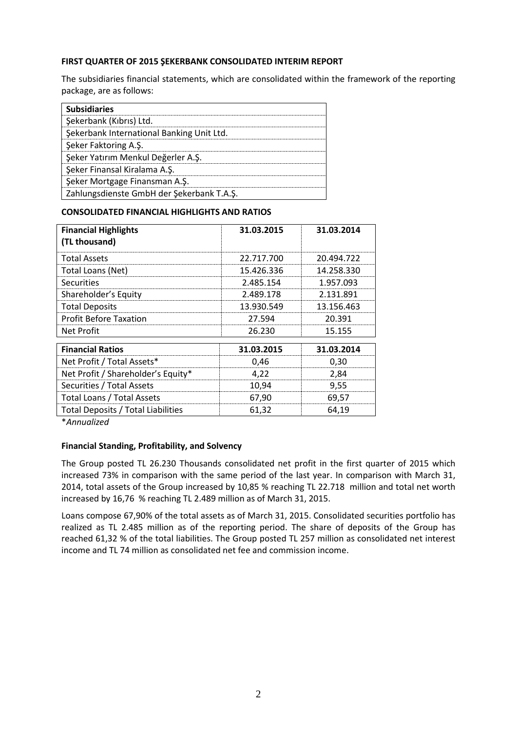**FIRST QUARTER OF 2015 ŞEKERBANK CONSOLIDATED INTERIM REPORT**

The subsidiaries financial statements, which are consolidated within the framework of the reporting package, are as follows:

| Subsidiaries |
|---|
| Şekerbank (Kıbrıs) Ltd. |
| Şekerbank International Banking Unit Ltd. |
| Şeker Faktoring A.Ş. |
| Şeker Yatırım Menkul Değerler A.Ş. |
| Şeker Finansal Kiralama A.Ş. |
| Şeker Mortgage Finansman A.Ş. |
| Zahlungsdienste GmbH der Şekerbank T.A.Ş. |

**CONSOLIDATED FINANCIAL HIGHLIGHTS AND RATIOS**

| Financial Highlights (TL thousand) | 31.03.2015 | 31.03.2014 |
|---|---|---|
| Total Assets | 22.717.700 | 20.494.722 |
| Total Loans (Net) | 15.426.336 | 14.258.330 |
| Securities | 2.485.154 | 1.957.093 |
| Shareholder's Equity | 2.489.178 | 2.131.891 |
| Total Deposits | 13.930.549 | 13.156.463 |
| Profit Before Taxation | 27.594 | 20.391 |
| Net Profit | 26.230 | 15.155 |

| Financial Ratios | 31.03.2015 | 31.03.2014 |
|---|---|---|
| Net Profit / Total Assets* | 0,46 | 0,30 |
| Net Profit / Shareholder's Equity* | 4,22 | 2,84 |
| Securities / Total Assets | 10,94 | 9,55 |
| Total Loans / Total Assets | 67,90 | 69,57 |
| Total Deposits / Total Liabilities | 61,32 | 64,19 |

**Annualized*

**Financial Standing, Profitability, and Solvency**

The Group posted TL 26.230 Thousands consolidated net profit in the first quarter of 2015 which increased 73% in comparison with the same period of the last year. In comparison with March 31, 2014, total assets of the Group increased by 10,85 % reaching TL 22.718 million and total net worth increased by 16,76 % reaching TL 2.489 million as of March 31, 2015.

Loans compose 67,90% of the total assets as of March 31, 2015. Consolidated securities portfolio has realized as TL 2.485 million as of the reporting period. The share of deposits of the Group has reached 61,32 % of the total liabilities. The Group posted TL 257 million as consolidated net interest income and TL 74 million as consolidated net fee and commission income.